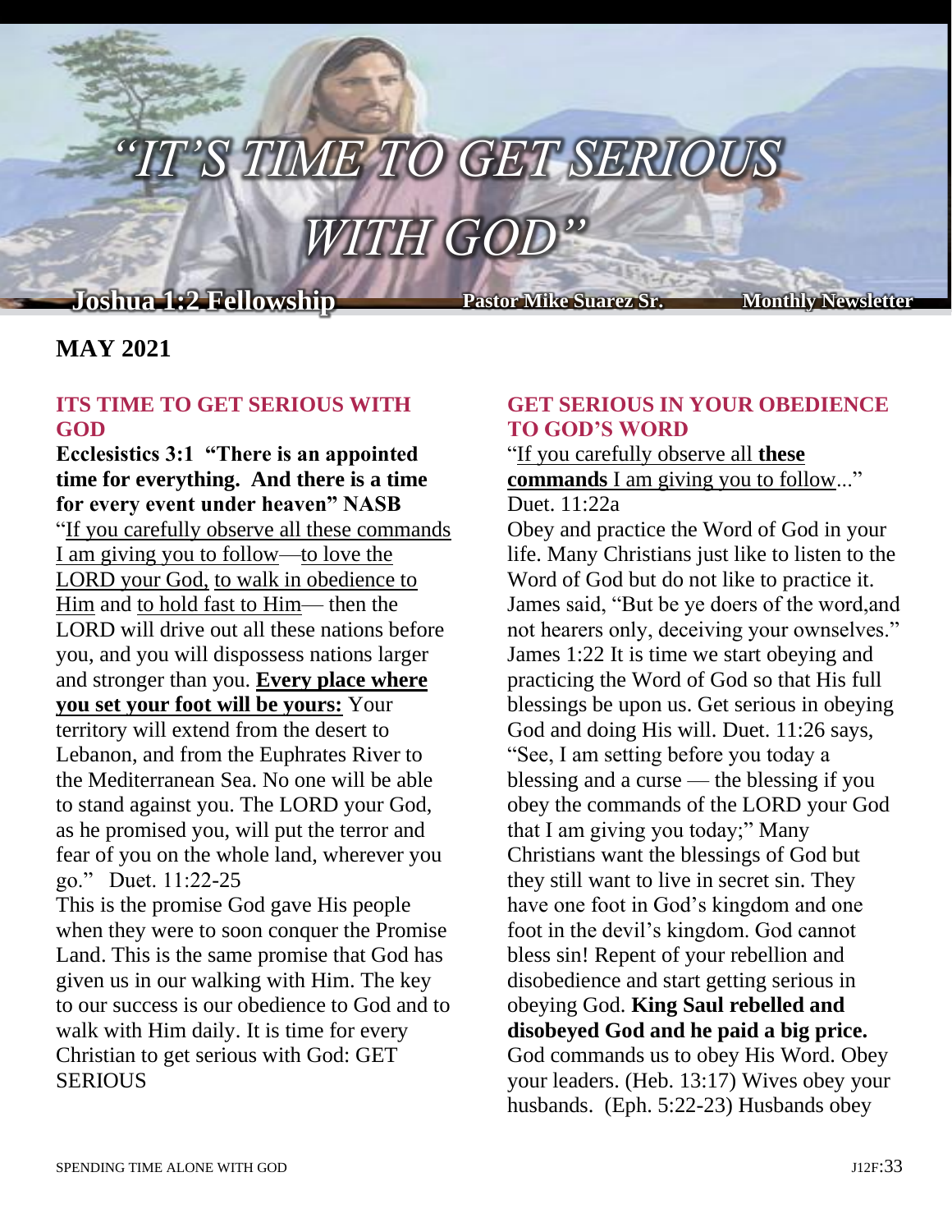# "IT'S TIME TO GET SERIOUS WITH GOD"

**Joshua 1:2 Fellowship** **Pastor Mike Suarez Sr.** **Monthly Newsletter**

## MAY 2021

### ITS TIME TO GET SERIOUS WITH GOD

**Ecclesistics 3:1 "There is an appointed time for everything. And there is a time for every event under heaven" NASB**

"If you carefully observe all these commands I am giving you to follow—to love the LORD your God, to walk in obedience to Him and to hold fast to Him— then the LORD will drive out all these nations before you, and you will dispossess nations larger and stronger than you. **Every place where you set your foot will be yours:** Your territory will extend from the desert to Lebanon, and from the Euphrates River to the Mediterranean Sea. No one will be able to stand against you. The LORD your God, as he promised you, will put the terror and fear of you on the whole land, wherever you go." Duet. 11:22-25

This is the promise God gave His people when they were to soon conquer the Promise Land. This is the same promise that God has given us in our walking with Him. The key to our success is our obedience to God and to walk with Him daily. It is time for every Christian to get serious with God: GET SERIOUS

### GET SERIOUS IN YOUR OBEDIENCE TO GOD'S WORD

"If you carefully observe all **these commands** I am giving you to follow..." Duet. 11:22a

Obey and practice the Word of God in your life. Many Christians just like to listen to the Word of God but do not like to practice it. James said, "But be ye doers of the word,and not hearers only, deceiving your ownselves." James 1:22 It is time we start obeying and practicing the Word of God so that His full blessings be upon us. Get serious in obeying God and doing His will. Duet. 11:26 says, "See, I am setting before you today a blessing and a curse — the blessing if you obey the commands of the LORD your God that I am giving you today;" Many Christians want the blessings of God but they still want to live in secret sin. They have one foot in God's kingdom and one foot in the devil's kingdom. God cannot bless sin! Repent of your rebellion and disobedience and start getting serious in obeying God. **King Saul rebelled and disobeyed God and he paid a big price.** God commands us to obey His Word. Obey your leaders. (Heb. 13:17) Wives obey your husbands. (Eph. 5:22-23) Husbands obey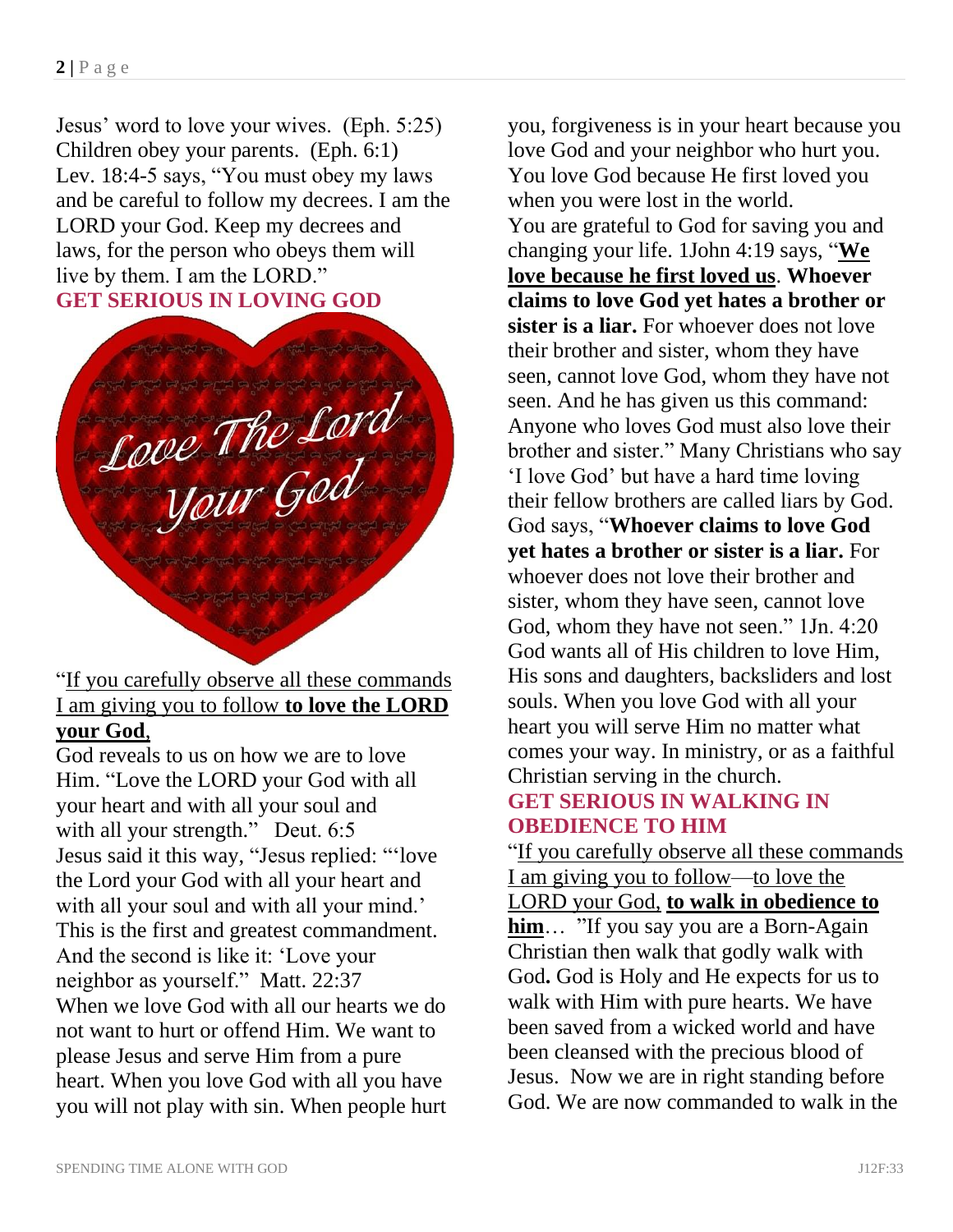Jesus' word to love your wives. (Eph. 5:25) Children obey your parents. (Eph. 6:1) Lev. 18:4-5 says, "You must obey my laws and be careful to follow my decrees. I am the LORD your God. Keep my decrees and laws, for the person who obeys them will live by them. I am the LORD."

## GET SERIOUS IN LOVING GOD

"If you carefully observe all these commands I am giving you to follow **to love the LORD your God**,

God reveals to us on how we are to love Him. "Love the LORD your God with all your heart and with all your soul and with all your strength." Deut. 6:5

Jesus said it this way, "Jesus replied: "'love the Lord your God with all your heart and with all your soul and with all your mind.' This is the first and greatest commandment. And the second is like it: 'Love your neighbor as yourself." Matt. 22:37

When we love God with all our hearts we do not want to hurt or offend Him. We want to please Jesus and serve Him from a pure heart. When you love God with all you have you will not play with sin. When people hurt you, forgiveness is in your heart because you love God and your neighbor who hurt you. You love God because He first loved you when you were lost in the world.

You are grateful to God for saving you and changing your life. 1John 4:19 says, "**We love because he first loved us**. **Whoever claims to love God yet hates a brother or sister is a liar.** For whoever does not love their brother and sister, whom they have seen, cannot love God, whom they have not seen. And he has given us this command: Anyone who loves God must also love their brother and sister." Many Christians who say 'I love God' but have a hard time loving their fellow brothers are called liars by God. God says, "**Whoever claims to love God yet hates a brother or sister is a liar.** For whoever does not love their brother and sister, whom they have seen, cannot love God, whom they have not seen." 1Jn. 4:20

God wants all of His children to love Him, His sons and daughters, backsliders and lost souls. When you love God with all your heart you will serve Him no matter what comes your way. In ministry, or as a faithful Christian serving in the church.

## GET SERIOUS IN WALKING IN OBEDIENCE TO HIM

"If you carefully observe all these commands I am giving you to follow—to love the LORD your God, **to walk in obedience to him**… "If you say you are a Born-Again Christian then walk that godly walk with God**.** God is Holy and He expects for us to walk with Him with pure hearts. We have been saved from a wicked world and have been cleansed with the precious blood of Jesus. Now we are in right standing before God. We are now commanded to walk in the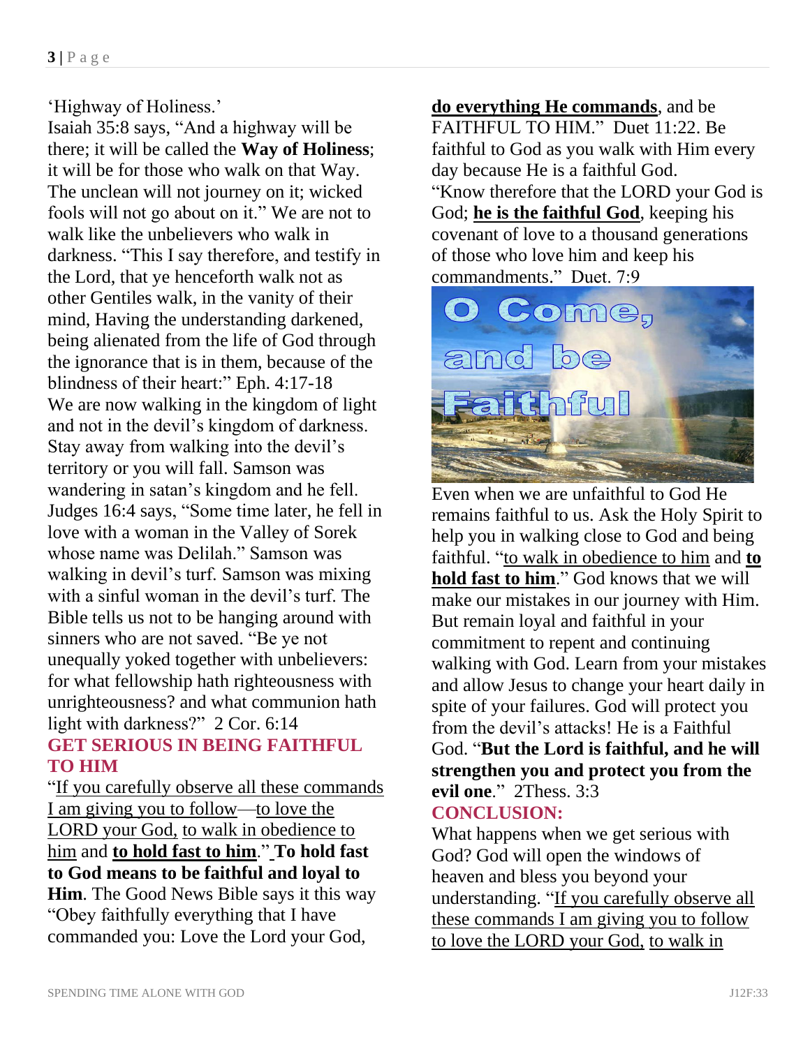'Highway of Holiness.'

Isaiah 35:8 says, "And a highway will be there; it will be called the **Way of Holiness**; it will be for those who walk on that Way. The unclean will not journey on it; wicked fools will not go about on it." We are not to walk like the unbelievers who walk in darkness. "This I say therefore, and testify in the Lord, that ye henceforth walk not as other Gentiles walk, in the vanity of their mind, Having the understanding darkened, being alienated from the life of God through the ignorance that is in them, because of the blindness of their heart:" Eph. 4:17-18

We are now walking in the kingdom of light and not in the devil's kingdom of darkness. Stay away from walking into the devil's territory or you will fall. Samson was wandering in satan's kingdom and he fell. Judges 16:4 says, "Some time later, he fell in love with a woman in the Valley of Sorek whose name was Delilah." Samson was walking in devil's turf. Samson was mixing with a sinful woman in the devil's turf. The Bible tells us not to be hanging around with sinners who are not saved. "Be ye not unequally yoked together with unbelievers: for what fellowship hath righteousness with unrighteousness? and what communion hath light with darkness?" 2 Cor. 6:14

## GET SERIOUS IN BEING FAITHFUL TO HIM

"If you carefully observe all these commands I am giving you to follow—to love the LORD your God, to walk in obedience to him and **to hold fast to him**." **To hold fast to God means to be faithful and loyal to Him**. The Good News Bible says it this way "Obey faithfully everything that I have commanded you: Love the Lord your God, **do everything He commands**, and be FAITHFUL TO HIM." Duet 11:22. Be faithful to God as you walk with Him every day because He is a faithful God.

"Know therefore that the LORD your God is God; **he is the faithful God**, keeping his covenant of love to a thousand generations of those who love him and keep his commandments." Duet. 7:9

O Come, and be Faithful

Even when we are unfaithful to God He remains faithful to us. Ask the Holy Spirit to help you in walking close to God and being faithful. "to walk in obedience to him and **to hold fast to him**." God knows that we will make our mistakes in our journey with Him. But remain loyal and faithful in your commitment to repent and continuing walking with God. Learn from your mistakes and allow Jesus to change your heart daily in spite of your failures. God will protect you from the devil's attacks! He is a Faithful God. "**But the Lord is faithful, and he will strengthen you and protect you from the evil one**." 2Thess. 3:3

## CONCLUSION:

What happens when we get serious with God? God will open the windows of heaven and bless you beyond your understanding. "If you carefully observe all these commands I am giving you to follow to love the LORD your God, to walk in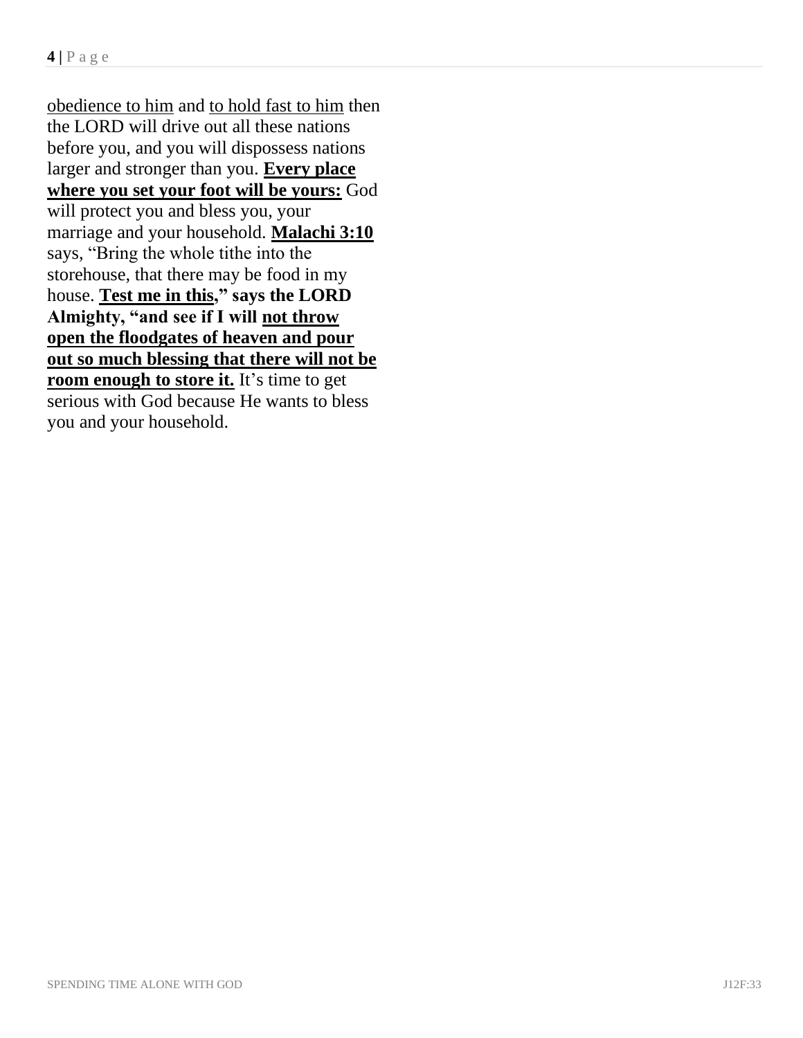<u>obedience to him</u> and <u>to hold fast to him</u> then the LORD will drive out all these nations before you, and you will dispossess nations larger and stronger than you. **<u>Every place where you set your foot will be yours:</u>** God will protect you and bless you, your marriage and your household. **<u>Malachi 3:10</u>** says, "Bring the whole tithe into the storehouse, that there may be food in my house. **<u>Test me in this</u>," says the LORD Almighty, "and see if I will <u>not throw open the floodgates of heaven and pour out so much blessing that there will not be room enough to store it.</u>** It's time to get serious with God because He wants to bless you and your household.